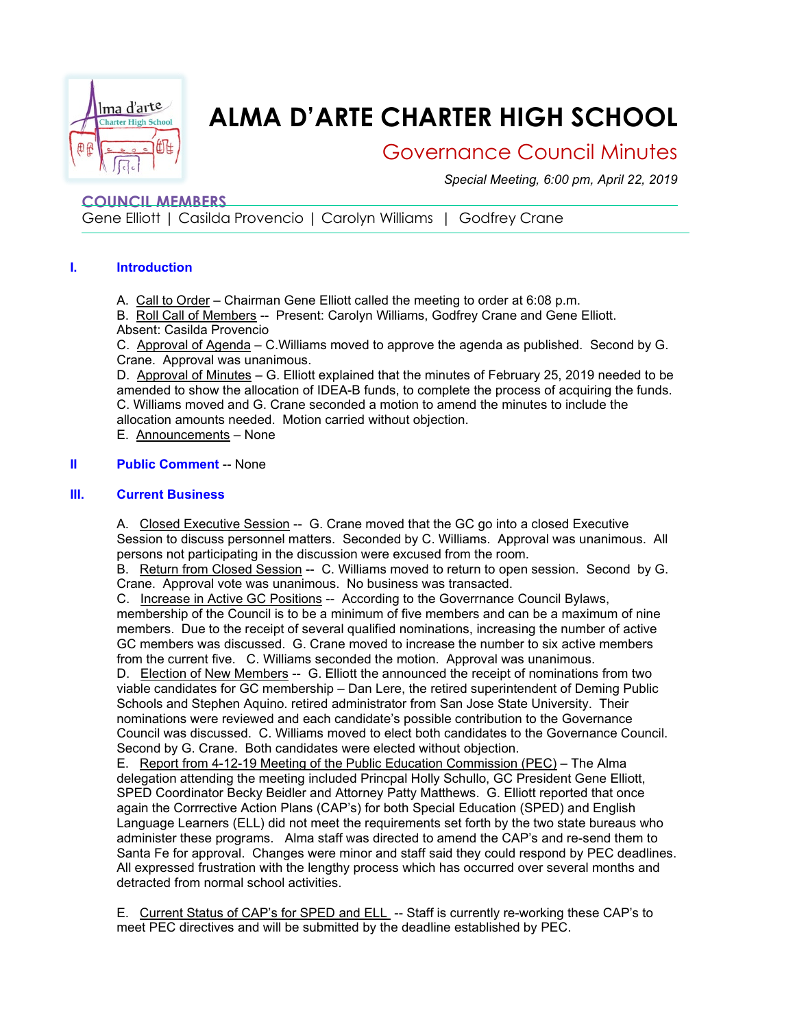# ALMA D'ARTE CHARTER HIGH SCHOOL

## Governance Council Minutes

*Special Meeting, 6:00 pm, April 22, 2019*

**COUNCIL MEMBERS**

Gene Elliott | Casilda Provencio | Carolyn Williams | Godfrey Crane

### I. Introduction

A. Call to Order – Chairman Gene Elliott called the meeting to order at 6:08 p.m.
B. Roll Call of Members -- Present: Carolyn Williams, Godfrey Crane and Gene Elliott. Absent: Casilda Provencio
C. Approval of Agenda – C.Williams moved to approve the agenda as published. Second by G. Crane. Approval was unanimous.
D. Approval of Minutes – G. Elliott explained that the minutes of February 25, 2019 needed to be amended to show the allocation of IDEA-B funds, to complete the process of acquiring the funds. C. Williams moved and G. Crane seconded a motion to amend the minutes to include the allocation amounts needed. Motion carried without objection.
E. Announcements – None

### II Public Comment -- None

### III. Current Business

A. Closed Executive Session -- G. Crane moved that the GC go into a closed Executive Session to discuss personnel matters. Seconded by C. Williams. Approval was unanimous. All persons not participating in the discussion were excused from the room.
B. Return from Closed Session -- C. Williams moved to return to open session. Second by G. Crane. Approval vote was unanimous. No business was transacted.
C. Increase in Active GC Positions -- According to the Goverrnance Council Bylaws, membership of the Council is to be a minimum of five members and can be a maximum of nine members. Due to the receipt of several qualified nominations, increasing the number of active GC members was discussed. G. Crane moved to increase the number to six active members from the current five. C. Williams seconded the motion. Approval was unanimous.
D. Election of New Members -- G. Elliott the announced the receipt of nominations from two viable candidates for GC membership – Dan Lere, the retired superintendent of Deming Public Schools and Stephen Aquino. retired administrator from San Jose State University. Their nominations were reviewed and each candidate's possible contribution to the Governance Council was discussed. C. Williams moved to elect both candidates to the Governance Council. Second by G. Crane. Both candidates were elected without objection.
E. Report from 4-12-19 Meeting of the Public Education Commission (PEC) – The Alma delegation attending the meeting included Princpal Holly Schullo, GC President Gene Elliott, SPED Coordinator Becky Beidler and Attorney Patty Matthews. G. Elliott reported that once again the Corrrective Action Plans (CAP's) for both Special Education (SPED) and English Language Learners (ELL) did not meet the requirements set forth by the two state bureaus who administer these programs. Alma staff was directed to amend the CAP's and re-send them to Santa Fe for approval. Changes were minor and staff said they could respond by PEC deadlines. All expressed frustration with the lengthy process which has occurred over several months and detracted from normal school activities.

E. Current Status of CAP's for SPED and ELL -- Staff is currently re-working these CAP's to meet PEC directives and will be submitted by the deadline established by PEC.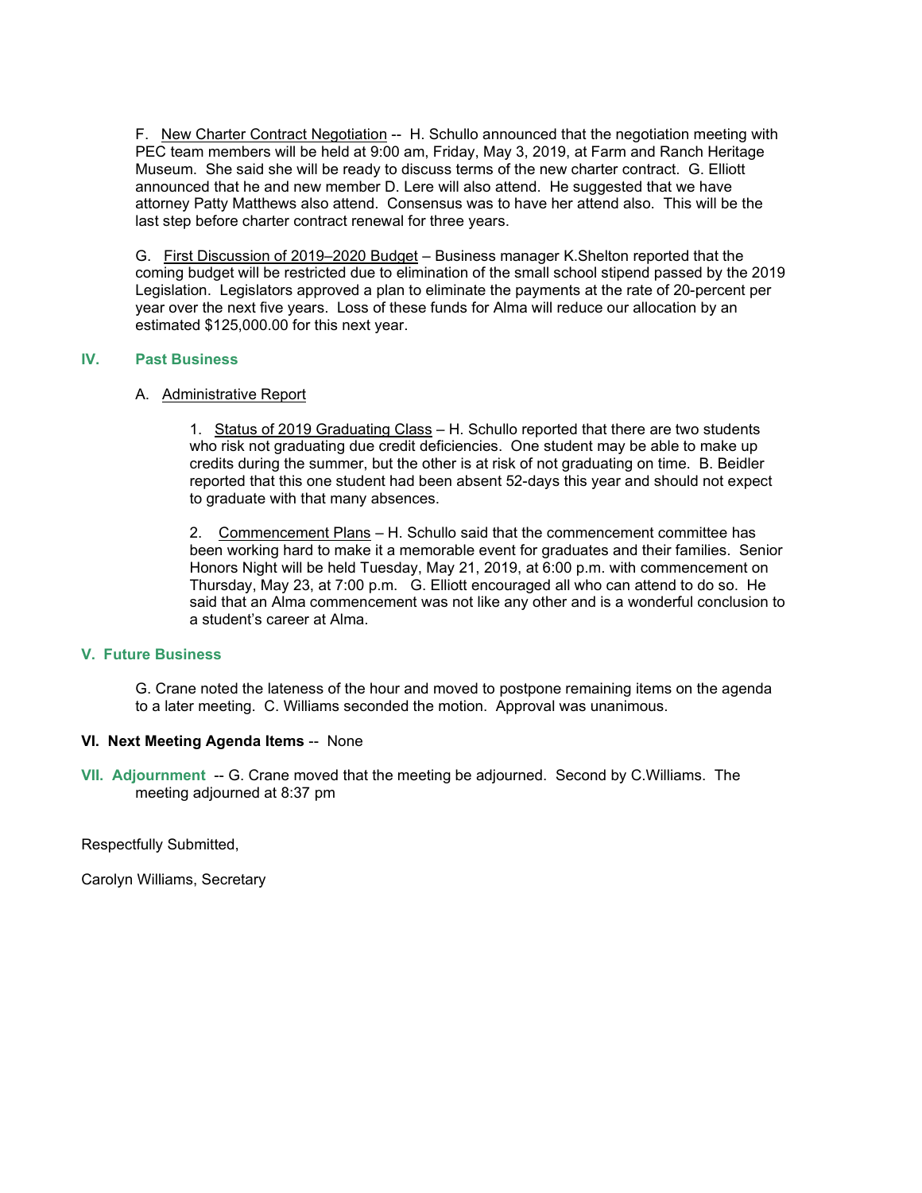F. New Charter Contract Negotiation -- H. Schullo announced that the negotiation meeting with PEC team members will be held at 9:00 am, Friday, May 3, 2019, at Farm and Ranch Heritage Museum. She said she will be ready to discuss terms of the new charter contract. G. Elliott announced that he and new member D. Lere will also attend. He suggested that we have attorney Patty Matthews also attend. Consensus was to have her attend also. This will be the last step before charter contract renewal for three years.

G. First Discussion of 2019–2020 Budget – Business manager K.Shelton reported that the coming budget will be restricted due to elimination of the small school stipend passed by the 2019 Legislation. Legislators approved a plan to eliminate the payments at the rate of 20-percent per year over the next five years. Loss of these funds for Alma will reduce our allocation by an estimated $125,000.00 for this next year.

## IV. Past Business

A. Administrative Report

1. Status of 2019 Graduating Class – H. Schullo reported that there are two students who risk not graduating due credit deficiencies. One student may be able to make up credits during the summer, but the other is at risk of not graduating on time. B. Beidler reported that this one student had been absent 52-days this year and should not expect to graduate with that many absences.

2. Commencement Plans – H. Schullo said that the commencement committee has been working hard to make it a memorable event for graduates and their families. Senior Honors Night will be held Tuesday, May 21, 2019, at 6:00 p.m. with commencement on Thursday, May 23, at 7:00 p.m. G. Elliott encouraged all who can attend to do so. He said that an Alma commencement was not like any other and is a wonderful conclusion to a student's career at Alma.

## V. Future Business

G. Crane noted the lateness of the hour and moved to postpone remaining items on the agenda to a later meeting. C. Williams seconded the motion. Approval was unanimous.

**VI. Next Meeting Agenda Items** -- None

**VII. Adjournment** -- G. Crane moved that the meeting be adjourned. Second by C.Williams. The meeting adjourned at 8:37 pm

Respectfully Submitted,

Carolyn Williams, Secretary